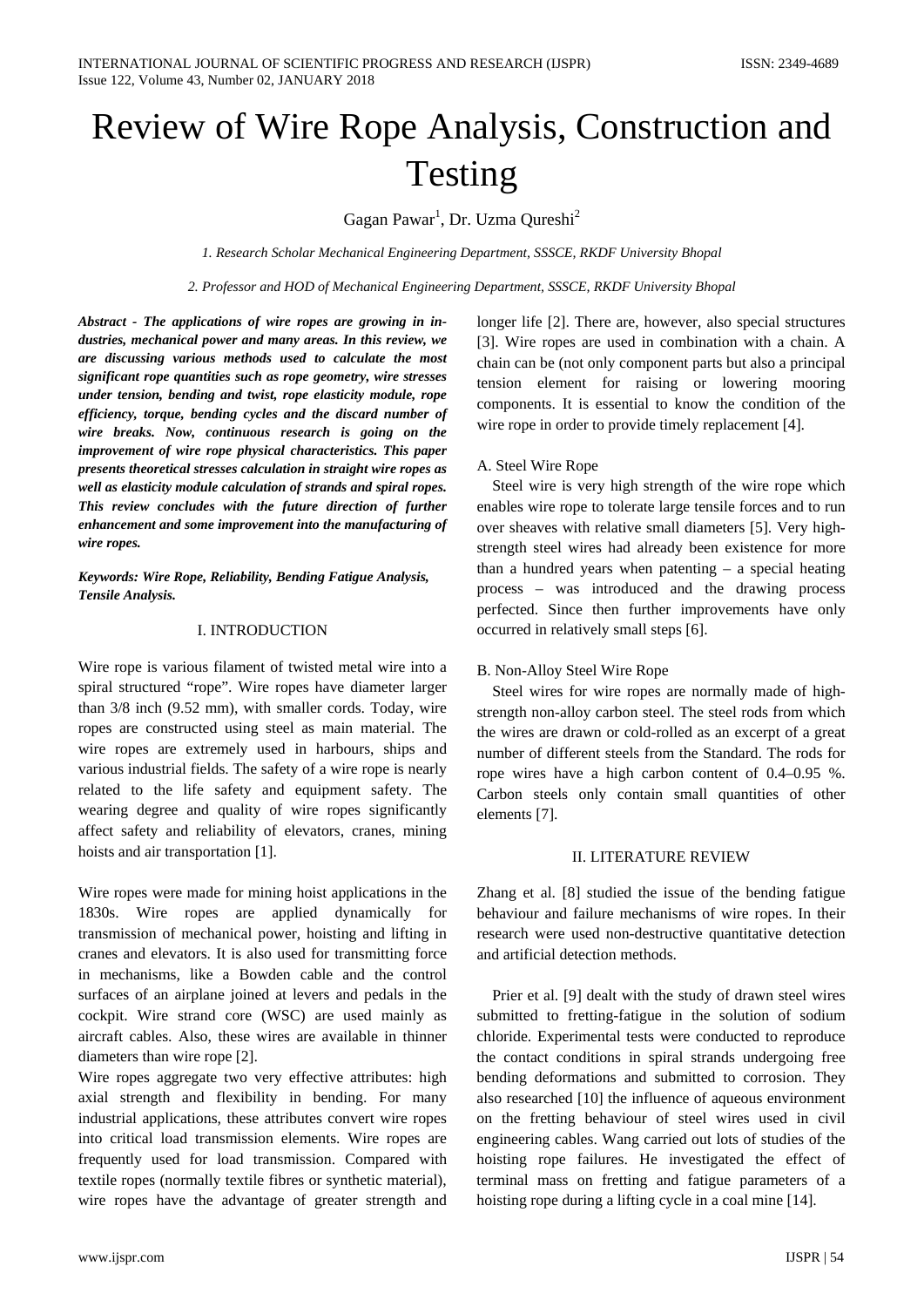# Review of Wire Rope Analysis, Construction and Testing

Gagan Pawar[1], Dr. Uzma Qureshi[2]

*1. Research Scholar Mechanical Engineering Department, SSSCE, RKDF University Bhopal*

*2. Professor and HOD of Mechanical Engineering Department, SSSCE, RKDF University Bhopal*

***Abstract - The applications of wire ropes are growing in industries, mechanical power and many areas. In this review, we are discussing various methods used to calculate the most significant rope quantities such as rope geometry, wire stresses under tension, bending and twist, rope elasticity module, rope efficiency, torque, bending cycles and the discard number of wire breaks. Now, continuous research is going on the improvement of wire rope physical characteristics. This paper presents theoretical stresses calculation in straight wire ropes as well as elasticity module calculation of strands and spiral ropes. This review concludes with the future direction of further enhancement and some improvement into the manufacturing of wire ropes.***

***Keywords: Wire Rope, Reliability, Bending Fatigue Analysis, Tensile Analysis.***

## I. INTRODUCTION

Wire rope is various filament of twisted metal wire into a spiral structured "rope". Wire ropes have diameter larger than 3/8 inch (9.52 mm), with smaller cords. Today, wire ropes are constructed using steel as main material. The wire ropes are extremely used in harbours, ships and various industrial fields. The safety of a wire rope is nearly related to the life safety and equipment safety. The wearing degree and quality of wire ropes significantly affect safety and reliability of elevators, cranes, mining hoists and air transportation [1].

Wire ropes were made for mining hoist applications in the 1830s. Wire ropes are applied dynamically for transmission of mechanical power, hoisting and lifting in cranes and elevators. It is also used for transmitting force in mechanisms, like a Bowden cable and the control surfaces of an airplane joined at levers and pedals in the cockpit. Wire strand core (WSC) are used mainly as aircraft cables. Also, these wires are available in thinner diameters than wire rope [2].

Wire ropes aggregate two very effective attributes: high axial strength and flexibility in bending. For many industrial applications, these attributes convert wire ropes into critical load transmission elements. Wire ropes are frequently used for load transmission. Compared with textile ropes (normally textile fibres or synthetic material), wire ropes have the advantage of greater strength and longer life [2]. There are, however, also special structures [3]. Wire ropes are used in combination with a chain. A chain can be (not only component parts but also a principal tension element for raising or lowering mooring components. It is essential to know the condition of the wire rope in order to provide timely replacement [4].

### A. Steel Wire Rope

Steel wire is very high strength of the wire rope which enables wire rope to tolerate large tensile forces and to run over sheaves with relative small diameters [5]. Very high-strength steel wires had already been existence for more than a hundred years when patenting – a special heating process – was introduced and the drawing process perfected. Since then further improvements have only occurred in relatively small steps [6].

### B. Non-Alloy Steel Wire Rope

Steel wires for wire ropes are normally made of high-strength non-alloy carbon steel. The steel rods from which the wires are drawn or cold-rolled as an excerpt of a great number of different steels from the Standard. The rods for rope wires have a high carbon content of 0.4–0.95 %. Carbon steels only contain small quantities of other elements [7].

## II. LITERATURE REVIEW

Zhang et al. [8] studied the issue of the bending fatigue behaviour and failure mechanisms of wire ropes. In their research were used non-destructive quantitative detection and artificial detection methods.

Prier et al. [9] dealt with the study of drawn steel wires submitted to fretting-fatigue in the solution of sodium chloride. Experimental tests were conducted to reproduce the contact conditions in spiral strands undergoing free bending deformations and submitted to corrosion. They also researched [10] the influence of aqueous environment on the fretting behaviour of steel wires used in civil engineering cables. Wang carried out lots of studies of the hoisting rope failures. He investigated the effect of terminal mass on fretting and fatigue parameters of a hoisting rope during a lifting cycle in a coal mine [14].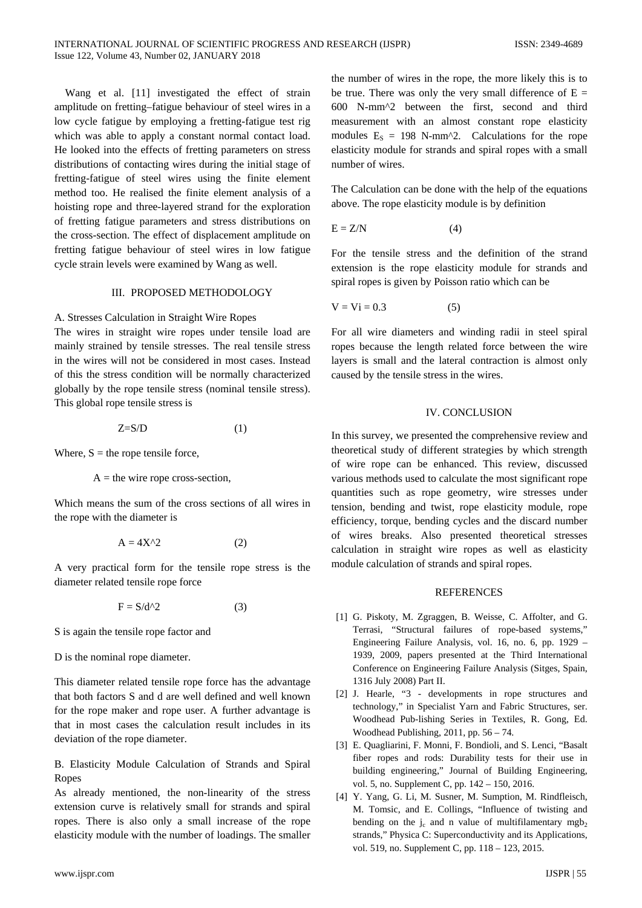Wang et al. [11] investigated the effect of strain amplitude on fretting–fatigue behaviour of steel wires in a low cycle fatigue by employing a fretting-fatigue test rig which was able to apply a constant normal contact load. He looked into the effects of fretting parameters on stress distributions of contacting wires during the initial stage of fretting-fatigue of steel wires using the finite element method too. He realised the finite element analysis of a hoisting rope and three-layered strand for the exploration of fretting fatigue parameters and stress distributions on the cross-section. The effect of displacement amplitude on fretting fatigue behaviour of steel wires in low fatigue cycle strain levels were examined by Wang as well.

## III. PROPOSED METHODOLOGY

### A. Stresses Calculation in Straight Wire Ropes

The wires in straight wire ropes under tensile load are mainly strained by tensile stresses. The real tensile stress in the wires will not be considered in most cases. Instead of this the stress condition will be normally characterized globally by the rope tensile stress (nominal tensile stress). This global rope tensile stress is

$$Z=S/D \qquad (1)$$

Where, S = the rope tensile force,

A = the wire rope cross-section,

Which means the sum of the cross sections of all wires in the rope with the diameter is

$$A = 4X^2 \qquad (2)$$

A very practical form for the tensile rope stress is the diameter related tensile rope force

$$F = S/d^2 \qquad (3)$$

S is again the tensile rope factor and

D is the nominal rope diameter.

This diameter related tensile rope force has the advantage that both factors S and d are well defined and well known for the rope maker and rope user. A further advantage is that in most cases the calculation result includes in its deviation of the rope diameter.

### B. Elasticity Module Calculation of Strands and Spiral Ropes

As already mentioned, the non-linearity of the stress extension curve is relatively small for strands and spiral ropes. There is also only a small increase of the rope elasticity module with the number of loadings. The smaller the number of wires in the rope, the more likely this is to be true. There was only the very small difference of E = 600 N-mm^2 between the first, second and third measurement with an almost constant rope elasticity modules $E_S$ = 198 N-mm^2. Calculations for the rope elasticity module for strands and spiral ropes with a small number of wires.

The Calculation can be done with the help of the equations above. The rope elasticity module is by definition

$$E = Z/N \qquad (4)$$

For the tensile stress and the definition of the strand extension is the rope elasticity module for strands and spiral ropes is given by Poisson ratio which can be

$$V = Vi = 0.3 \qquad (5)$$

For all wire diameters and winding radii in steel spiral ropes because the length related force between the wire layers is small and the lateral contraction is almost only caused by the tensile stress in the wires.

## IV. CONCLUSION

In this survey, we presented the comprehensive review and theoretical study of different strategies by which strength of wire rope can be enhanced. This review, discussed various methods used to calculate the most significant rope quantities such as rope geometry, wire stresses under tension, bending and twist, rope elasticity module, rope efficiency, torque, bending cycles and the discard number of wires breaks. Also presented theoretical stresses calculation in straight wire ropes as well as elasticity module calculation of strands and spiral ropes.

## REFERENCES

[1] G. Piskoty, M. Zgraggen, B. Weisse, C. Affolter, and G. Terrasi, "Structural failures of rope-based systems," Engineering Failure Analysis, vol. 16, no. 6, pp. 1929 – 1939, 2009, papers presented at the Third International Conference on Engineering Failure Analysis (Sitges, Spain, 1316 July 2008) Part II.

[2] J. Hearle, "3 - developments in rope structures and technology," in Specialist Yarn and Fabric Structures, ser. Woodhead Pub-lishing Series in Textiles, R. Gong, Ed. Woodhead Publishing, 2011, pp. 56 – 74.

[3] E. Quagliarini, F. Monni, F. Bondioli, and S. Lenci, "Basalt fiber ropes and rods: Durability tests for their use in building engineering," Journal of Building Engineering, vol. 5, no. Supplement C, pp. 142 – 150, 2016.

[4] Y. Yang, G. Li, M. Susner, M. Sumption, M. Rindfleisch, M. Tomsic, and E. Collings, "Influence of twisting and bending on the $j_c$ and n value of multifilamentary $mgb_2$ strands," Physica C: Superconductivity and its Applications, vol. 519, no. Supplement C, pp. 118 – 123, 2015.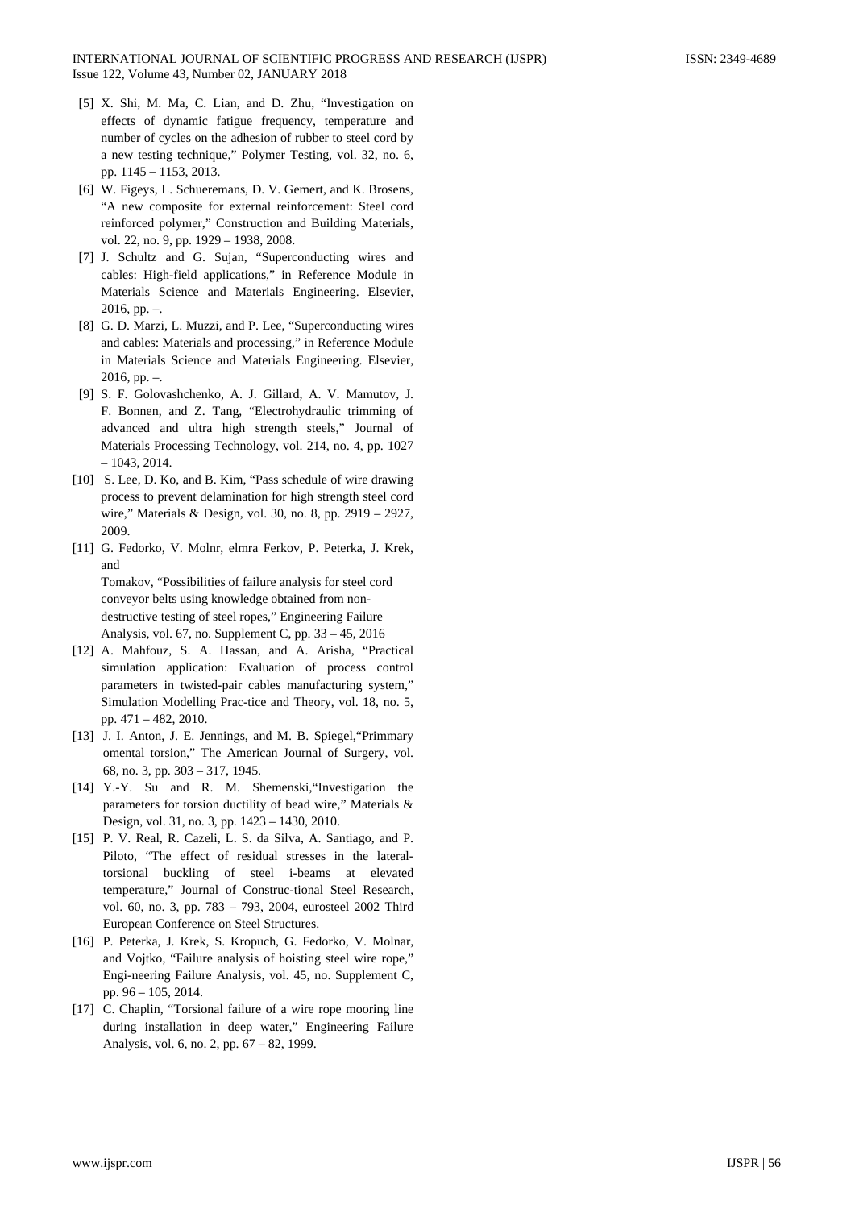[5] X. Shi, M. Ma, C. Lian, and D. Zhu, "Investigation on effects of dynamic fatigue frequency, temperature and number of cycles on the adhesion of rubber to steel cord by a new testing technique," Polymer Testing, vol. 32, no. 6, pp. 1145 – 1153, 2013.

[6] W. Figeys, L. Schueremans, D. V. Gemert, and K. Brosens, "A new composite for external reinforcement: Steel cord reinforced polymer," Construction and Building Materials, vol. 22, no. 9, pp. 1929 – 1938, 2008.

[7] J. Schultz and G. Sujan, "Superconducting wires and cables: High-field applications," in Reference Module in Materials Science and Materials Engineering. Elsevier, 2016, pp. –.

[8] G. D. Marzi, L. Muzzi, and P. Lee, "Superconducting wires and cables: Materials and processing," in Reference Module in Materials Science and Materials Engineering. Elsevier, 2016, pp. –.

[9] S. F. Golovashchenko, A. J. Gillard, A. V. Mamutov, J. F. Bonnen, and Z. Tang, "Electrohydraulic trimming of advanced and ultra high strength steels," Journal of Materials Processing Technology, vol. 214, no. 4, pp. 1027 – 1043, 2014.

[10] S. Lee, D. Ko, and B. Kim, "Pass schedule of wire drawing process to prevent delamination for high strength steel cord wire," Materials & Design, vol. 30, no. 8, pp. 2919 – 2927, 2009.

[11] G. Fedorko, V. Molnr, elmra Ferkov, P. Peterka, J. Krek, and
Tomakov, "Possibilities of failure analysis for steel cord conveyor belts using knowledge obtained from non-destructive testing of steel ropes," Engineering Failure Analysis, vol. 67, no. Supplement C, pp. 33 – 45, 2016

[12] A. Mahfouz, S. A. Hassan, and A. Arisha, "Practical simulation application: Evaluation of process control parameters in twisted-pair cables manufacturing system," Simulation Modelling Prac-tice and Theory, vol. 18, no. 5, pp. 471 – 482, 2010.

[13] J. I. Anton, J. E. Jennings, and M. B. Spiegel,"Primmary omental torsion," The American Journal of Surgery, vol. 68, no. 3, pp. 303 – 317, 1945.

[14] Y.-Y. Su and R. M. Shemenski,"Investigation the parameters for torsion ductility of bead wire," Materials & Design, vol. 31, no. 3, pp. 1423 – 1430, 2010.

[15] P. V. Real, R. Cazeli, L. S. da Silva, A. Santiago, and P. Piloto, "The effect of residual stresses in the lateral-torsional buckling of steel i-beams at elevated temperature," Journal of Construc-tional Steel Research, vol. 60, no. 3, pp. 783 – 793, 2004, eurosteel 2002 Third European Conference on Steel Structures.

[16] P. Peterka, J. Krek, S. Kropuch, G. Fedorko, V. Molnar, and Vojtko, "Failure analysis of hoisting steel wire rope," Engi-neering Failure Analysis, vol. 45, no. Supplement C, pp. 96 – 105, 2014.

[17] C. Chaplin, "Torsional failure of a wire rope mooring line during installation in deep water," Engineering Failure Analysis, vol. 6, no. 2, pp. 67 – 82, 1999.